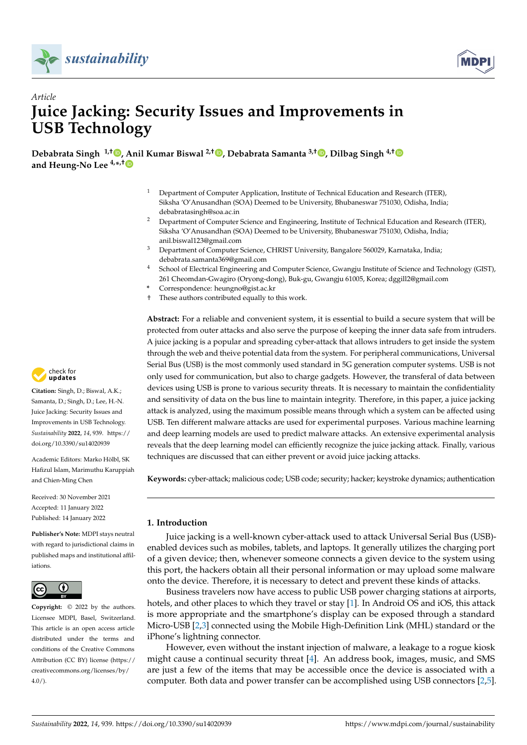*Article*

# Juice Jacking: Security Issues and Improvements in USB Technology

**Debabrata Singh [1,†], Anil Kumar Biswal [2,†], Debabrata Samanta [3,†], Dilbag Singh [4,†] and Heung-No Lee [4,*,†]**

[1] Department of Computer Application, Institute of Technical Education and Research (ITER), Siksha 'O'Anusandhan (SOA) Deemed to be University, Bhubaneswar 751030, Odisha, India; debabratasingh@soa.ac.in

[2] Department of Computer Science and Engineering, Institute of Technical Education and Research (ITER), Siksha 'O'Anusandhan (SOA) Deemed to be University, Bhubaneswar 751030, Odisha, India; anil.biswal123@gmail.com

[3] Department of Computer Science, CHRIST University, Bangalore 560029, Karnataka, India; debabrata.samanta369@gmail.com

[4] School of Electrical Engineering and Computer Science, Gwangju Institute of Science and Technology (GIST), 261 Cheomdan-Gwagiro (Oryong-dong), Buk-gu, Gwangju 61005, Korea; dggill2@gmail.com

\* Correspondence: heungno@gist.ac.kr

† These authors contributed equally to this work.

**Citation:** Singh, D.; Biswal, A.K.; Samanta, D.; Singh, D.; Lee, H.-N. Juice Jacking: Security Issues and Improvements in USB Technology. *Sustainability* **2022**, *14*, 939. https://doi.org/10.3390/su14020939

Academic Editors: Marko Hölbl, SK Hafizul Islam, Marimuthu Karuppiah and Chien-Ming Chen

Received: 30 November 2021
Accepted: 11 January 2022
Published: 14 January 2022

**Publisher's Note:** MDPI stays neutral with regard to jurisdictional claims in published maps and institutional affiliations.

**Copyright:** © 2022 by the authors. Licensee MDPI, Basel, Switzerland. This article is an open access article distributed under the terms and conditions of the Creative Commons Attribution (CC BY) license (https://creativecommons.org/licenses/by/4.0/).

**Abstract:** For a reliable and convenient system, it is essential to build a secure system that will be protected from outer attacks and also serve the purpose of keeping the inner data safe from intruders. A juice jacking is a popular and spreading cyber-attack that allows intruders to get inside the system through the web and theive potential data from the system. For peripheral communications, Universal Serial Bus (USB) is the most commonly used standard in 5G generation computer systems. USB is not only used for communication, but also to charge gadgets. However, the transferal of data between devices using USB is prone to various security threats. It is necessary to maintain the confidentiality and sensitivity of data on the bus line to maintain integrity. Therefore, in this paper, a juice jacking attack is analyzed, using the maximum possible means through which a system can be affected using USB. Ten different malware attacks are used for experimental purposes. Various machine learning and deep learning models are used to predict malware attacks. An extensive experimental analysis reveals that the deep learning model can efficiently recognize the juice jacking attack. Finally, various techniques are discussed that can either prevent or avoid juice jacking attacks.

**Keywords:** cyber-attack; malicious code; USB code; security; hacker; keystroke dynamics; authentication

## 1. Introduction

Juice jacking is a well-known cyber-attack used to attack Universal Serial Bus (USB)-enabled devices such as mobiles, tablets, and laptops. It generally utilizes the charging port of a given device; then, whenever someone connects a given device to the system using this port, the hackers obtain all their personal information or may upload some malware onto the device. Therefore, it is necessary to detect and prevent these kinds of attacks.

Business travelers now have access to public USB power charging stations at airports, hotels, and other places to which they travel or stay [1]. In Android OS and iOS, this attack is more appropriate and the smartphone's display can be exposed through a standard Micro-USB [2,3] connected using the Mobile High-Definition Link (MHL) standard or the iPhone's lightning connector.

However, even without the instant injection of malware, a leakage to a rogue kiosk might cause a continual security threat [4]. An address book, images, music, and SMS are just a few of the items that may be accessible once the device is associated with a computer. Both data and power transfer can be accomplished using USB connectors [2,5].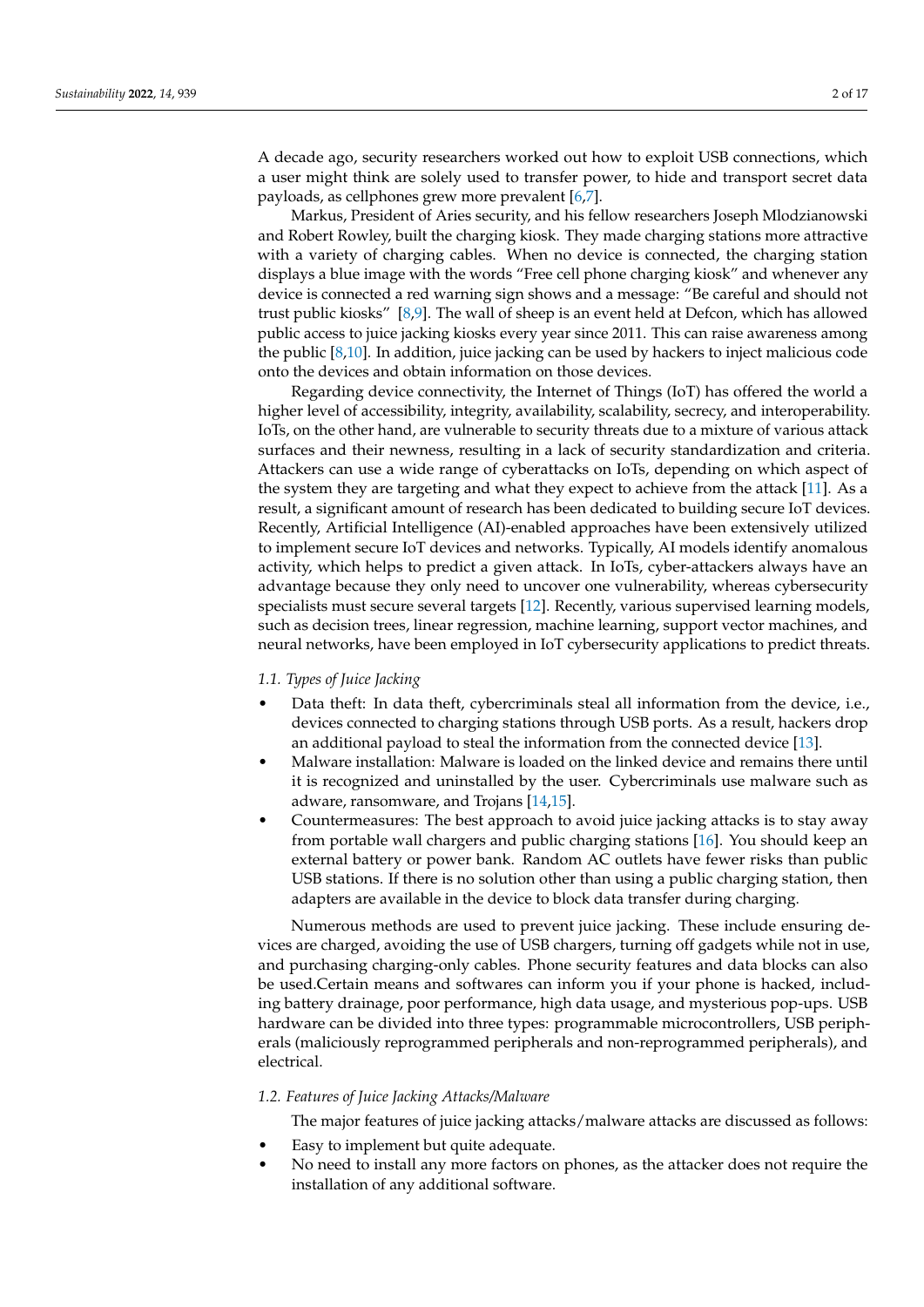A decade ago, security researchers worked out how to exploit USB connections, which a user might think are solely used to transfer power, to hide and transport secret data payloads, as cellphones grew more prevalent [6,7].

Markus, President of Aries security, and his fellow researchers Joseph Mlodzianowski and Robert Rowley, built the charging kiosk. They made charging stations more attractive with a variety of charging cables. When no device is connected, the charging station displays a blue image with the words "Free cell phone charging kiosk" and whenever any device is connected a red warning sign shows and a message: "Be careful and should not trust public kiosks" [8,9]. The wall of sheep is an event held at Defcon, which has allowed public access to juice jacking kiosks every year since 2011. This can raise awareness among the public [8,10]. In addition, juice jacking can be used by hackers to inject malicious code onto the devices and obtain information on those devices.

Regarding device connectivity, the Internet of Things (IoT) has offered the world a higher level of accessibility, integrity, availability, scalability, secrecy, and interoperability. IoTs, on the other hand, are vulnerable to security threats due to a mixture of various attack surfaces and their newness, resulting in a lack of security standardization and criteria. Attackers can use a wide range of cyberattacks on IoTs, depending on which aspect of the system they are targeting and what they expect to achieve from the attack [11]. As a result, a significant amount of research has been dedicated to building secure IoT devices. Recently, Artificial Intelligence (AI)-enabled approaches have been extensively utilized to implement secure IoT devices and networks. Typically, AI models identify anomalous activity, which helps to predict a given attack. In IoTs, cyber-attackers always have an advantage because they only need to uncover one vulnerability, whereas cybersecurity specialists must secure several targets [12]. Recently, various supervised learning models, such as decision trees, linear regression, machine learning, support vector machines, and neural networks, have been employed in IoT cybersecurity applications to predict threats.

### *1.1. Types of Juice Jacking*

- Data theft: In data theft, cybercriminals steal all information from the device, i.e., devices connected to charging stations through USB ports. As a result, hackers drop an additional payload to steal the information from the connected device [13].
- Malware installation: Malware is loaded on the linked device and remains there until it is recognized and uninstalled by the user. Cybercriminals use malware such as adware, ransomware, and Trojans [14,15].
- Countermeasures: The best approach to avoid juice jacking attacks is to stay away from portable wall chargers and public charging stations [16]. You should keep an external battery or power bank. Random AC outlets have fewer risks than public USB stations. If there is no solution other than using a public charging station, then adapters are available in the device to block data transfer during charging.

Numerous methods are used to prevent juice jacking. These include ensuring devices are charged, avoiding the use of USB chargers, turning off gadgets while not in use, and purchasing charging-only cables. Phone security features and data blocks can also be used.Certain means and softwares can inform you if your phone is hacked, including battery drainage, poor performance, high data usage, and mysterious pop-ups. USB hardware can be divided into three types: programmable microcontrollers, USB peripherals (maliciously reprogrammed peripherals and non-reprogrammed peripherals), and electrical.

### *1.2. Features of Juice Jacking Attacks/Malware*

The major features of juice jacking attacks/malware attacks are discussed as follows:

- Easy to implement but quite adequate.
- No need to install any more factors on phones, as the attacker does not require the installation of any additional software.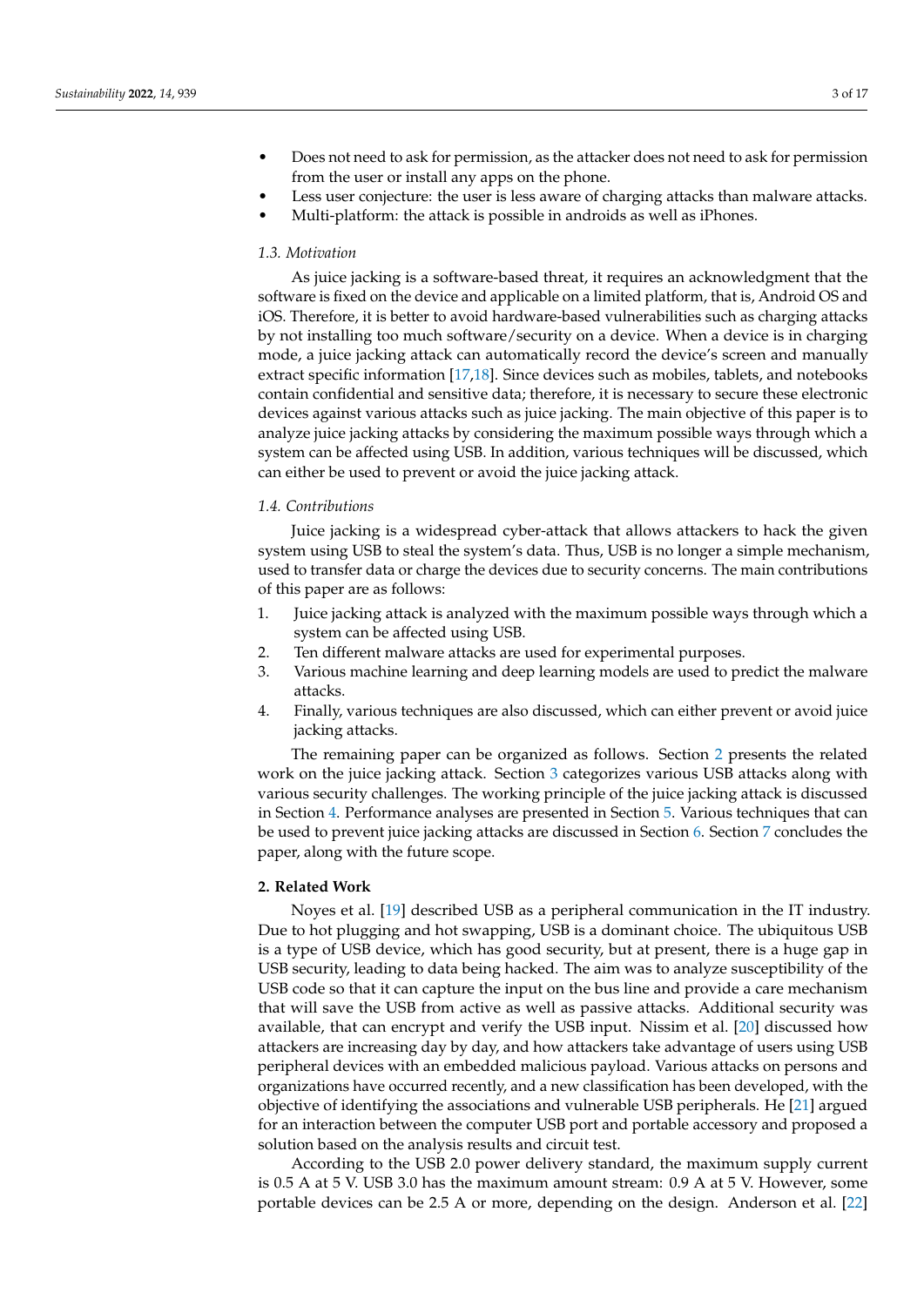- Does not need to ask for permission, as the attacker does not need to ask for permission from the user or install any apps on the phone.
- Less user conjecture: the user is less aware of charging attacks than malware attacks.
- Multi-platform: the attack is possible in androids as well as iPhones.

### *1.3. Motivation*

As juice jacking is a software-based threat, it requires an acknowledgment that the software is fixed on the device and applicable on a limited platform, that is, Android OS and iOS. Therefore, it is better to avoid hardware-based vulnerabilities such as charging attacks by not installing too much software/security on a device. When a device is in charging mode, a juice jacking attack can automatically record the device's screen and manually extract specific information [17,18]. Since devices such as mobiles, tablets, and notebooks contain confidential and sensitive data; therefore, it is necessary to secure these electronic devices against various attacks such as juice jacking. The main objective of this paper is to analyze juice jacking attacks by considering the maximum possible ways through which a system can be affected using USB. In addition, various techniques will be discussed, which can either be used to prevent or avoid the juice jacking attack.

### *1.4. Contributions*

Juice jacking is a widespread cyber-attack that allows attackers to hack the given system using USB to steal the system's data. Thus, USB is no longer a simple mechanism, used to transfer data or charge the devices due to security concerns. The main contributions of this paper are as follows:

1. Juice jacking attack is analyzed with the maximum possible ways through which a system can be affected using USB.
2. Ten different malware attacks are used for experimental purposes.
3. Various machine learning and deep learning models are used to predict the malware attacks.
4. Finally, various techniques are also discussed, which can either prevent or avoid juice jacking attacks.

The remaining paper can be organized as follows. Section 2 presents the related work on the juice jacking attack. Section 3 categorizes various USB attacks along with various security challenges. The working principle of the juice jacking attack is discussed in Section 4. Performance analyses are presented in Section 5. Various techniques that can be used to prevent juice jacking attacks are discussed in Section 6. Section 7 concludes the paper, along with the future scope.

## **2. Related Work**

Noyes et al. [19] described USB as a peripheral communication in the IT industry. Due to hot plugging and hot swapping, USB is a dominant choice. The ubiquitous USB is a type of USB device, which has good security, but at present, there is a huge gap in USB security, leading to data being hacked. The aim was to analyze susceptibility of the USB code so that it can capture the input on the bus line and provide a care mechanism that will save the USB from active as well as passive attacks. Additional security was available, that can encrypt and verify the USB input. Nissim et al. [20] discussed how attackers are increasing day by day, and how attackers take advantage of users using USB peripheral devices with an embedded malicious payload. Various attacks on persons and organizations have occurred recently, and a new classification has been developed, with the objective of identifying the associations and vulnerable USB peripherals. He [21] argued for an interaction between the computer USB port and portable accessory and proposed a solution based on the analysis results and circuit test.

According to the USB 2.0 power delivery standard, the maximum supply current is 0.5 A at 5 V. USB 3.0 has the maximum amount stream: 0.9 A at 5 V. However, some portable devices can be 2.5 A or more, depending on the design. Anderson et al. [22]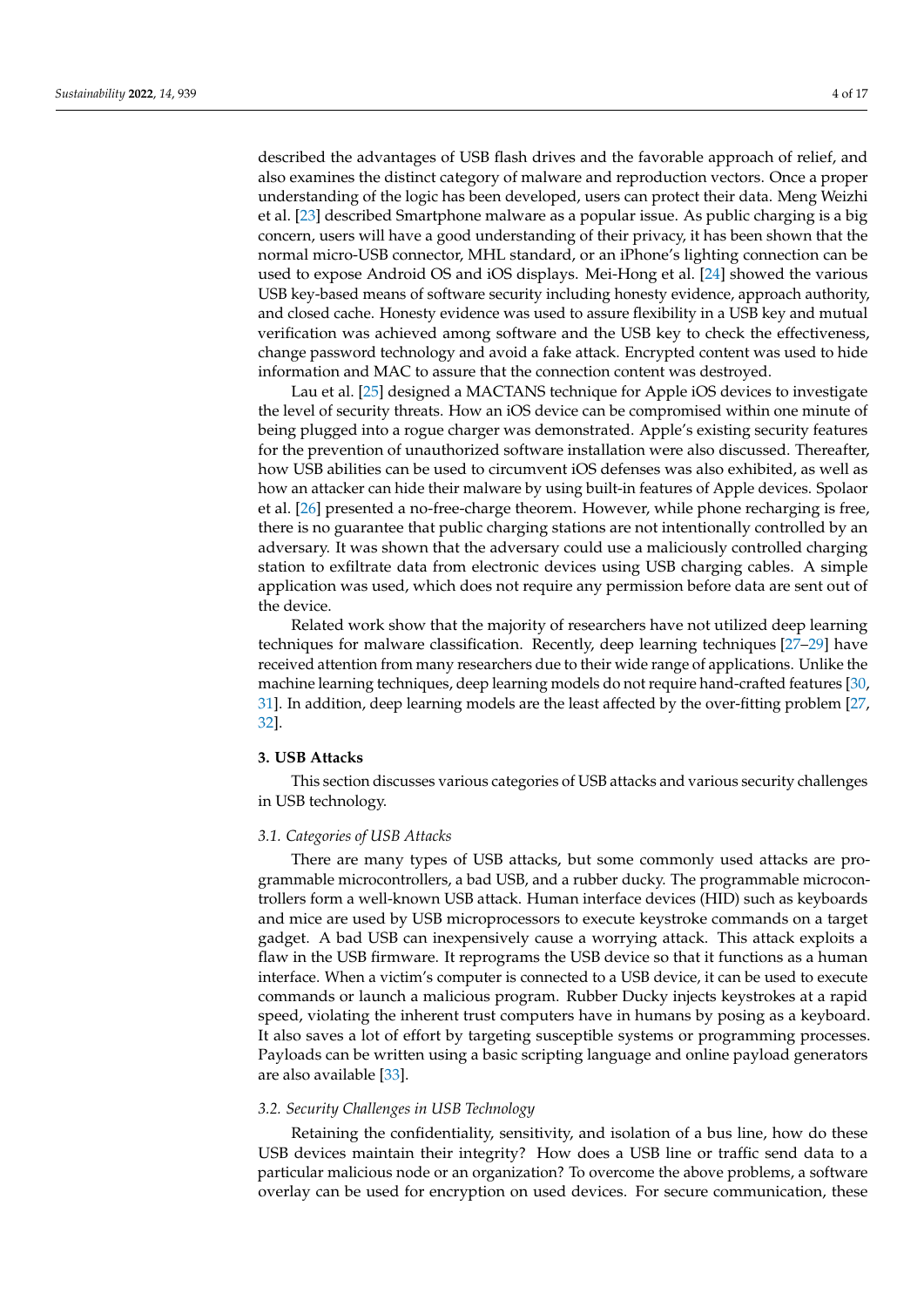described the advantages of USB flash drives and the favorable approach of relief, and also examines the distinct category of malware and reproduction vectors. Once a proper understanding of the logic has been developed, users can protect their data. Meng Weizhi et al. [23] described Smartphone malware as a popular issue. As public charging is a big concern, users will have a good understanding of their privacy, it has been shown that the normal micro-USB connector, MHL standard, or an iPhone's lighting connection can be used to expose Android OS and iOS displays. Mei-Hong et al. [24] showed the various USB key-based means of software security including honesty evidence, approach authority, and closed cache. Honesty evidence was used to assure flexibility in a USB key and mutual verification was achieved among software and the USB key to check the effectiveness, change password technology and avoid a fake attack. Encrypted content was used to hide information and MAC to assure that the connection content was destroyed.

Lau et al. [25] designed a MACTANS technique for Apple iOS devices to investigate the level of security threats. How an iOS device can be compromised within one minute of being plugged into a rogue charger was demonstrated. Apple's existing security features for the prevention of unauthorized software installation were also discussed. Thereafter, how USB abilities can be used to circumvent iOS defenses was also exhibited, as well as how an attacker can hide their malware by using built-in features of Apple devices. Spolaor et al. [26] presented a no-free-charge theorem. However, while phone recharging is free, there is no guarantee that public charging stations are not intentionally controlled by an adversary. It was shown that the adversary could use a maliciously controlled charging station to exfiltrate data from electronic devices using USB charging cables. A simple application was used, which does not require any permission before data are sent out of the device.

Related work show that the majority of researchers have not utilized deep learning techniques for malware classification. Recently, deep learning techniques [27–29] have received attention from many researchers due to their wide range of applications. Unlike the machine learning techniques, deep learning models do not require hand-crafted features [30,31]. In addition, deep learning models are the least affected by the over-fitting problem [27,32].

## 3. USB Attacks

This section discusses various categories of USB attacks and various security challenges in USB technology.

### 3.1. Categories of USB Attacks

There are many types of USB attacks, but some commonly used attacks are programmable microcontrollers, a bad USB, and a rubber ducky. The programmable microcontrollers form a well-known USB attack. Human interface devices (HID) such as keyboards and mice are used by USB microprocessors to execute keystroke commands on a target gadget. A bad USB can inexpensively cause a worrying attack. This attack exploits a flaw in the USB firmware. It reprograms the USB device so that it functions as a human interface. When a victim's computer is connected to a USB device, it can be used to execute commands or launch a malicious program. Rubber Ducky injects keystrokes at a rapid speed, violating the inherent trust computers have in humans by posing as a keyboard. It also saves a lot of effort by targeting susceptible systems or programming processes. Payloads can be written using a basic scripting language and online payload generators are also available [33].

### 3.2. Security Challenges in USB Technology

Retaining the confidentiality, sensitivity, and isolation of a bus line, how do these USB devices maintain their integrity? How does a USB line or traffic send data to a particular malicious node or an organization? To overcome the above problems, a software overlay can be used for encryption on used devices. For secure communication, these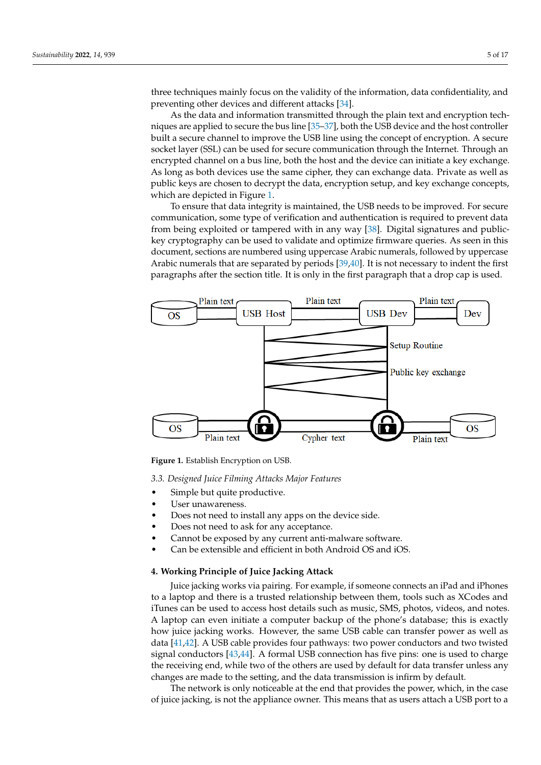three techniques mainly focus on the validity of the information, data confidentiality, and preventing other devices and different attacks [34].

As the data and information transmitted through the plain text and encryption techniques are applied to secure the bus line [35–37], both the USB device and the host controller built a secure channel to improve the USB line using the concept of encryption. A secure socket layer (SSL) can be used for secure communication through the Internet. Through an encrypted channel on a bus line, both the host and the device can initiate a key exchange. As long as both devices use the same cipher, they can exchange data. Private as well as public keys are chosen to decrypt the data, encryption setup, and key exchange concepts, which are depicted in Figure 1.

To ensure that data integrity is maintained, the USB needs to be improved. For secure communication, some type of verification and authentication is required to prevent data from being exploited or tampered with in any way [38]. Digital signatures and public-key cryptography can be used to validate and optimize firmware queries. As seen in this document, sections are numbered using uppercase Arabic numerals, followed by uppercase Arabic numerals that are separated by periods [39,40]. It is not necessary to indent the first paragraphs after the section title. It is only in the first paragraph that a drop cap is used.

OS — Plain text — USB Host — Plain text — USB Dev — Plain text — Dev

Setup Routine

Public key exchange

OS — Plain text — Cypher text — Plain text — OS

**Figure 1.** Establish Encryption on USB.

### 3.3. Designed Juice Filming Attacks Major Features

- Simple but quite productive.
- User unawareness.
- Does not need to install any apps on the device side.
- Does not need to ask for any acceptance.
- Cannot be exposed by any current anti-malware software.
- Can be extensible and efficient in both Android OS and iOS.

## 4. Working Principle of Juice Jacking Attack

Juice jacking works via pairing. For example, if someone connects an iPad and iPhones to a laptop and there is a trusted relationship between them, tools such as XCodes and iTunes can be used to access host details such as music, SMS, photos, videos, and notes. A laptop can even initiate a computer backup of the phone's database; this is exactly how juice jacking works. However, the same USB cable can transfer power as well as data [41,42]. A USB cable provides four pathways: two power conductors and two twisted signal conductors [43,44]. A formal USB connection has five pins: one is used to charge the receiving end, while two of the others are used by default for data transfer unless any changes are made to the setting, and the data transmission is infirm by default.

The network is only noticeable at the end that provides the power, which, in the case of juice jacking, is not the appliance owner. This means that as users attach a USB port to a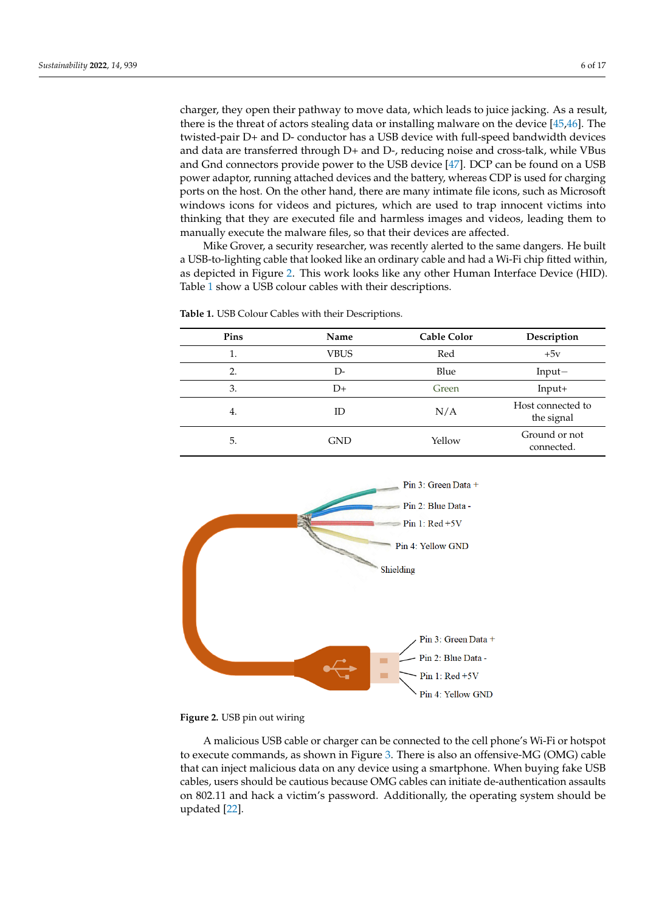charger, they open their pathway to move data, which leads to juice jacking. As a result, there is the threat of actors stealing data or installing malware on the device [45,46]. The twisted-pair D+ and D- conductor has a USB device with full-speed bandwidth devices and data are transferred through D+ and D-, reducing noise and cross-talk, while VBus and Gnd connectors provide power to the USB device [47]. DCP can be found on a USB power adaptor, running attached devices and the battery, whereas CDP is used for charging ports on the host. On the other hand, there are many intimate file icons, such as Microsoft windows icons for videos and pictures, which are used to trap innocent victims into thinking that they are executed file and harmless images and videos, leading them to manually execute the malware files, so that their devices are affected.

Mike Grover, a security researcher, was recently alerted to the same dangers. He built a USB-to-lighting cable that looked like an ordinary cable and had a Wi-Fi chip fitted within, as depicted in Figure 2. This work looks like any other Human Interface Device (HID). Table 1 show a USB colour cables with their descriptions.

**Table 1.** USB Colour Cables with their Descriptions.

| Pins | Name | Cable Color | Description |
|---|---|---|---|
| 1. | VBUS | Red | +5v |
| 2. | D- | Blue | Input− |
| 3. | D+ | Green | Input+ |
| 4. | ID | N/A | Host connected to the signal |
| 5. | GND | Yellow | Ground or not connected. |

**Figure 2.** USB pin out wiring

A malicious USB cable or charger can be connected to the cell phone's Wi-Fi or hotspot to execute commands, as shown in Figure 3. There is also an offensive-MG (OMG) cable that can inject malicious data on any device using a smartphone. When buying fake USB cables, users should be cautious because OMG cables can initiate de-authentication assaults on 802.11 and hack a victim's password. Additionally, the operating system should be updated [22].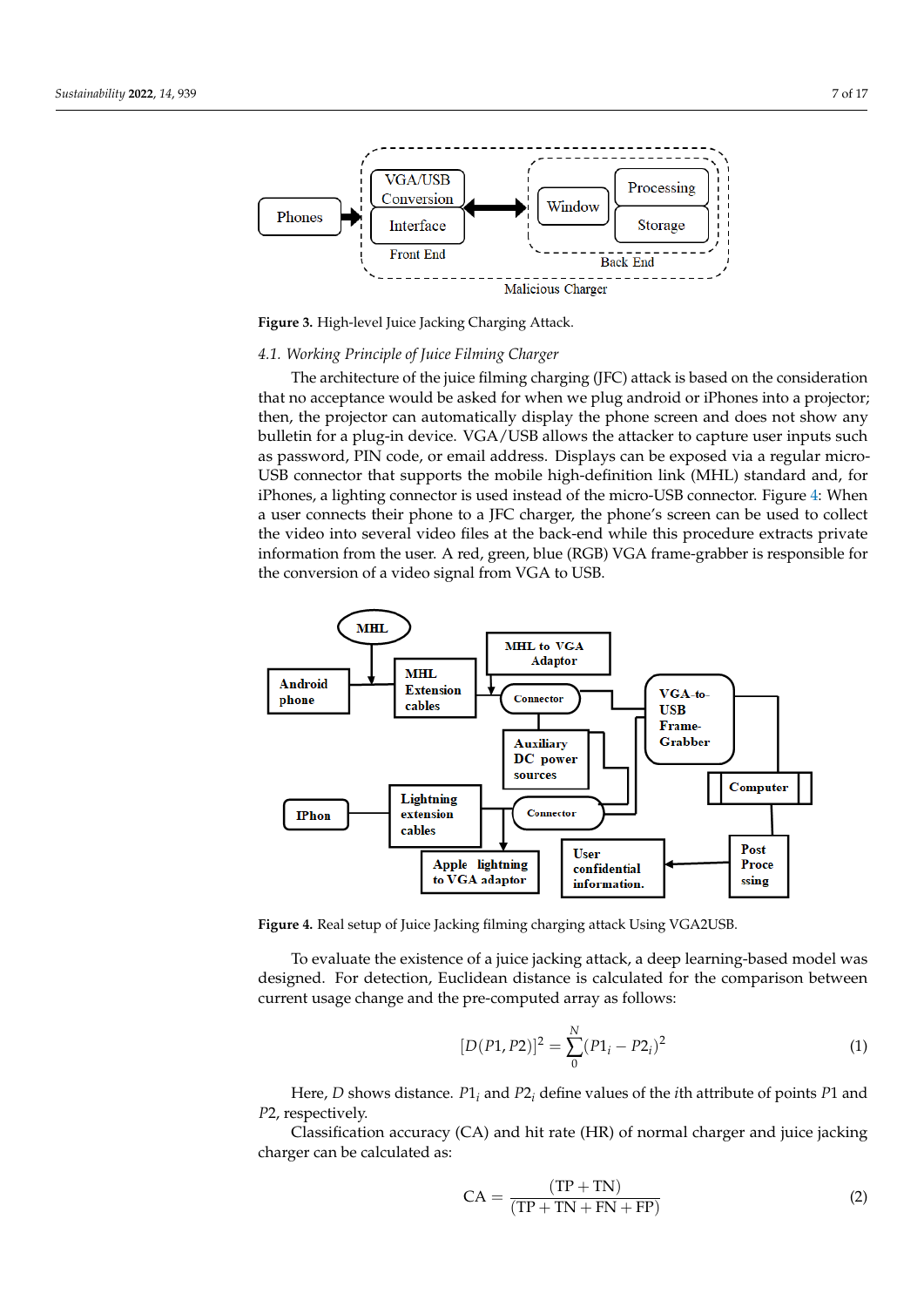Figure 3. High-level Juice Jacking Charging Attack.

*4.1. Working Principle of Juice Filming Charger*

The architecture of the juice filming charging (JFC) attack is based on the consideration that no acceptance would be asked for when we plug android or iPhones into a projector; then, the projector can automatically display the phone screen and does not show any bulletin for a plug-in device. VGA/USB allows the attacker to capture user inputs such as password, PIN code, or email address. Displays can be exposed via a regular micro-USB connector that supports the mobile high-definition link (MHL) standard and, for iPhones, a lighting connector is used instead of the micro-USB connector. Figure 4: When a user connects their phone to a JFC charger, the phone's screen can be used to collect the video into several video files at the back-end while this procedure extracts private information from the user. A red, green, blue (RGB) VGA frame-grabber is responsible for the conversion of a video signal from VGA to USB.

Figure 4. Real setup of Juice Jacking filming charging attack Using VGA2USB.

To evaluate the existence of a juice jacking attack, a deep learning-based model was designed. For detection, Euclidean distance is calculated for the comparison between current usage change and the pre-computed array as follows:

$$[D(P1,P2)]^2 = \sum_{0}^{N} (P1_i - P2_i)^2 \quad (1)$$

Here, $D$ shows distance. $P1_i$ and $P2_i$ define values of the $i$th attribute of points $P1$ and $P2$, respectively.

Classification accuracy (CA) and hit rate (HR) of normal charger and juice jacking charger can be calculated as:

$$\text{CA} = \frac{(\text{TP} + \text{TN})}{(\text{TP} + \text{TN} + \text{FN} + \text{FP})} \quad (2)$$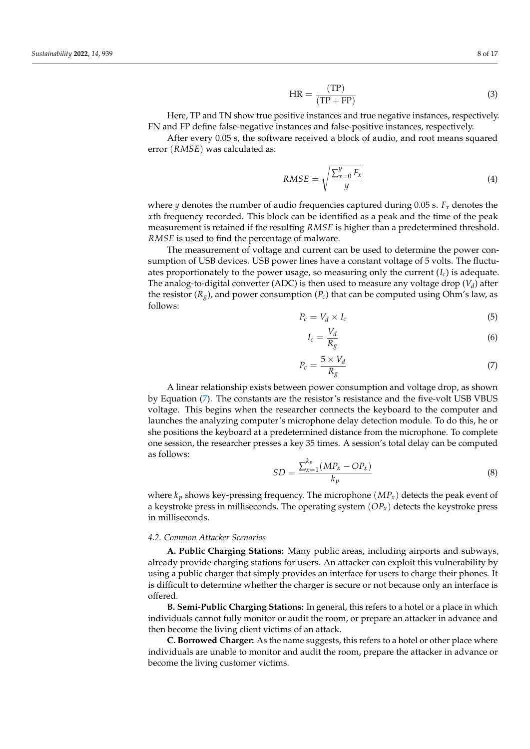$$\text{HR} = \frac{(\text{TP})}{(\text{TP} + \text{FP})} \tag{3}$$

Here, TP and TN show true positive instances and true negative instances, respectively. FN and FP define false-negative instances and false-positive instances, respectively.

After every 0.05 s, the software received a block of audio, and root means squared error $(RMSE)$ was calculated as:

$$RMSE = \sqrt{\frac{\sum_{x=0}^{y} F_x}{y}} \tag{4}$$

where $y$ denotes the number of audio frequencies captured during 0.05 s. $F_x$ denotes the $x$th frequency recorded. This block can be identified as a peak and the time of the peak measurement is retained if the resulting $RMSE$ is higher than a predetermined threshold. $RMSE$ is used to find the percentage of malware.

The measurement of voltage and current can be used to determine the power consumption of USB devices. USB power lines have a constant voltage of 5 volts. The fluctuates proportionately to the power usage, so measuring only the current ($I_c$) is adequate. The analog-to-digital converter (ADC) is then used to measure any voltage drop ($V_d$) after the resistor ($R_g$), and power consumption ($P_c$) that can be computed using Ohm's law, as follows:

$$P_c = V_d \times I_c \tag{5}$$

$$I_c = \frac{V_d}{R_g} \tag{6}$$

$$P_c = \frac{5 \times V_d}{R_g} \tag{7}$$

A linear relationship exists between power consumption and voltage drop, as shown by Equation (7). The constants are the resistor's resistance and the five-volt USB VBUS voltage. This begins when the researcher connects the keyboard to the computer and launches the analyzing computer's microphone delay detection module. To do this, he or she positions the keyboard at a predetermined distance from the microphone. To complete one session, the researcher presses a key 35 times. A session's total delay can be computed as follows:

$$SD = \frac{\sum_{x=1}^{k_p} (MP_x - OP_x)}{k_p} \tag{8}$$

where $k_p$ shows key-pressing frequency. The microphone $(MP_x)$ detects the peak event of a keystroke press in milliseconds. The operating system $(OP_x)$ detects the keystroke press in milliseconds.

### *4.2. Common Attacker Scenarios*

**A. Public Charging Stations:** Many public areas, including airports and subways, already provide charging stations for users. An attacker can exploit this vulnerability by using a public charger that simply provides an interface for users to charge their phones. It is difficult to determine whether the charger is secure or not because only an interface is offered.

**B. Semi-Public Charging Stations:** In general, this refers to a hotel or a place in which individuals cannot fully monitor or audit the room, or prepare an attacker in advance and then become the living client victims of an attack.

**C. Borrowed Charger:** As the name suggests, this refers to a hotel or other place where individuals are unable to monitor and audit the room, prepare the attacker in advance or become the living customer victims.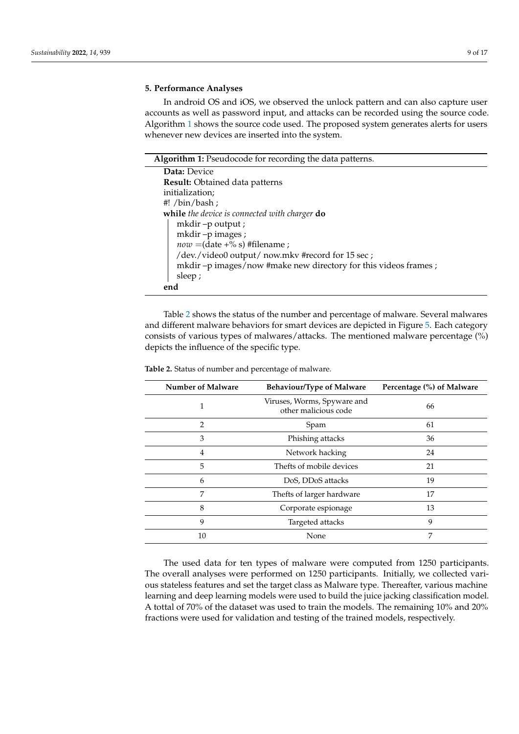## 5. Performance Analyses

In android OS and iOS, we observed the unlock pattern and can also capture user accounts as well as password input, and attacks can be recorded using the source code. Algorithm 1 shows the source code used. The proposed system generates alerts for users whenever new devices are inserted into the system.

**Algorithm 1:** Pseudocode for recording the data patterns.

```
Data: Device
Result: Obtained data patterns
initialization;
#! /bin/bash ;
while the device is connected with charger do
    mkdir –p output ;
    mkdir –p images ;
    now =(date +% s) #filename ;
    /dev./video0 output/ now.mkv #record for 15 sec ;
    mkdir –p images/now #make new directory for this videos frames ;
    sleep ;
end
```

Table 2 shows the status of the number and percentage of malware. Several malwares and different malware behaviors for smart devices are depicted in Figure 5. Each category consists of various types of malwares/attacks. The mentioned malware percentage (%) depicts the influence of the specific type.

**Table 2.** Status of number and percentage of malware.

| Number of Malware | Behaviour/Type of Malware | Percentage (%) of Malware |
|---|---|---|
| 1 | Viruses, Worms, Spyware and other malicious code | 66 |
| 2 | Spam | 61 |
| 3 | Phishing attacks | 36 |
| 4 | Network hacking | 24 |
| 5 | Thefts of mobile devices | 21 |
| 6 | DoS, DDoS attacks | 19 |
| 7 | Thefts of larger hardware | 17 |
| 8 | Corporate espionage | 13 |
| 9 | Targeted attacks | 9 |
| 10 | None | 7 |

The used data for ten types of malware were computed from 1250 participants. The overall analyses were performed on 1250 participants. Initially, we collected various stateless features and set the target class as Malware type. Thereafter, various machine learning and deep learning models were used to build the juice jacking classification model. A tottal of 70% of the dataset was used to train the models. The remaining 10% and 20% fractions were used for validation and testing of the trained models, respectively.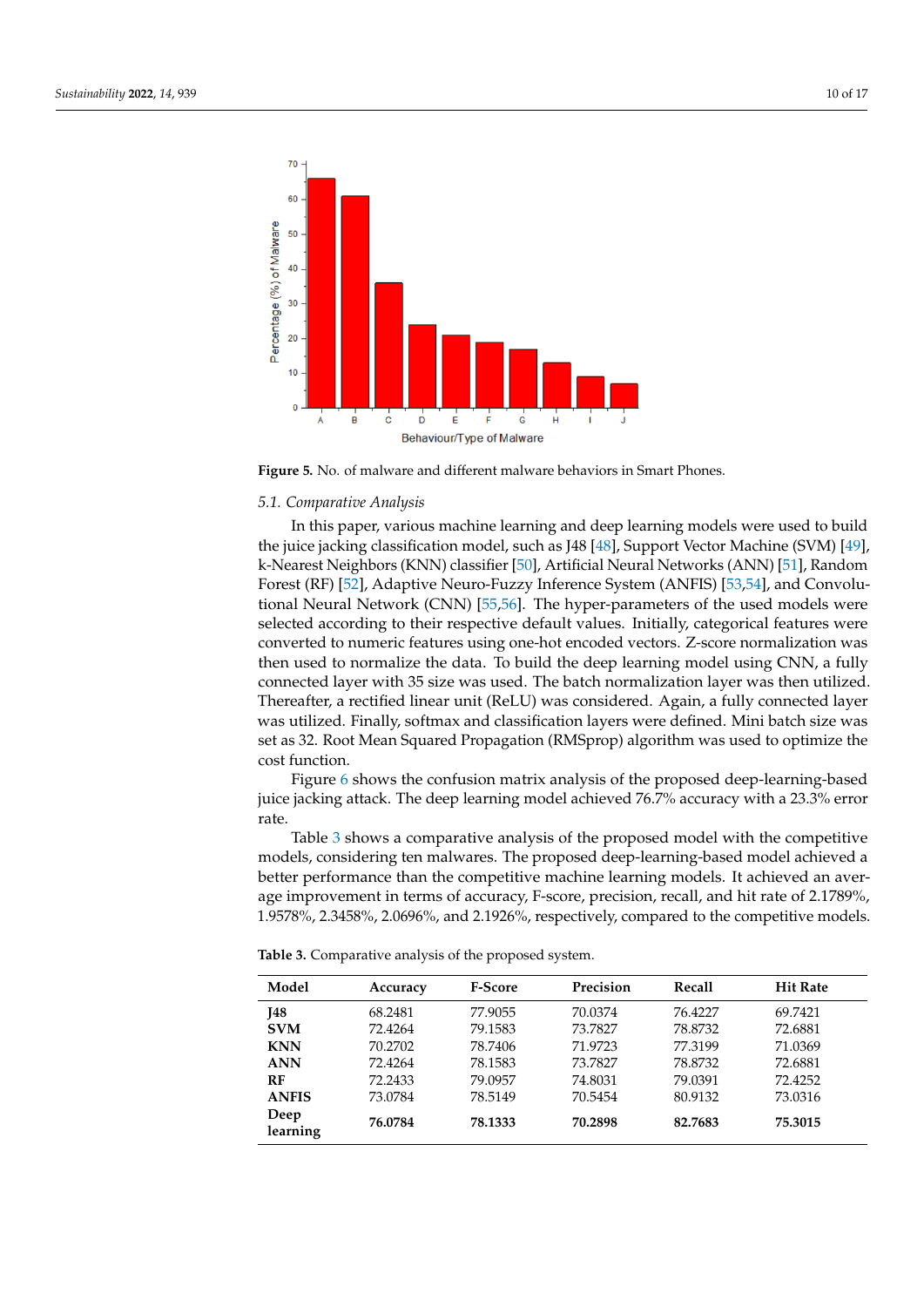**Figure 5.** No. of malware and different malware behaviors in Smart Phones.

### 5.1. Comparative Analysis

In this paper, various machine learning and deep learning models were used to build the juice jacking classification model, such as J48 [48], Support Vector Machine (SVM) [49], k-Nearest Neighbors (KNN) classifier [50], Artificial Neural Networks (ANN) [51], Random Forest (RF) [52], Adaptive Neuro-Fuzzy Inference System (ANFIS) [53,54], and Convolutional Neural Network (CNN) [55,56]. The hyper-parameters of the used models were selected according to their respective default values. Initially, categorical features were converted to numeric features using one-hot encoded vectors. Z-score normalization was then used to normalize the data. To build the deep learning model using CNN, a fully connected layer with 35 size was used. The batch normalization layer was then utilized. Thereafter, a rectified linear unit (ReLU) was considered. Again, a fully connected layer was utilized. Finally, softmax and classification layers were defined. Mini batch size was set as 32. Root Mean Squared Propagation (RMSprop) algorithm was used to optimize the cost function.

Figure 6 shows the confusion matrix analysis of the proposed deep-learning-based juice jacking attack. The deep learning model achieved 76.7% accuracy with a 23.3% error rate.

Table 3 shows a comparative analysis of the proposed model with the competitive models, considering ten malwares. The proposed deep-learning-based model achieved a better performance than the competitive machine learning models. It achieved an average improvement in terms of accuracy, F-score, precision, recall, and hit rate of 2.1789%, 1.9578%, 2.3458%, 2.0696%, and 2.1926%, respectively, compared to the competitive models.

**Table 3.** Comparative analysis of the proposed system.

| Model | Accuracy | F-Score | Precision | Recall | Hit Rate |
|---|---|---|---|---|---|
| **J48** | 68.2481 | 77.9055 | 70.0374 | 76.4227 | 69.7421 |
| **SVM** | 72.4264 | 79.1583 | 73.7827 | 78.8732 | 72.6881 |
| **KNN** | 70.2702 | 78.7406 | 71.9723 | 77.3199 | 71.0369 |
| **ANN** | 72.4264 | 78.1583 | 73.7827 | 78.8732 | 72.6881 |
| **RF** | 72.2433 | 79.0957 | 74.8031 | 79.0391 | 72.4252 |
| **ANFIS** | 73.0784 | 78.5149 | 70.5454 | 80.9132 | 73.0316 |
| **Deep learning** | **76.0784** | **78.1333** | **70.2898** | **82.7683** | **75.3015** |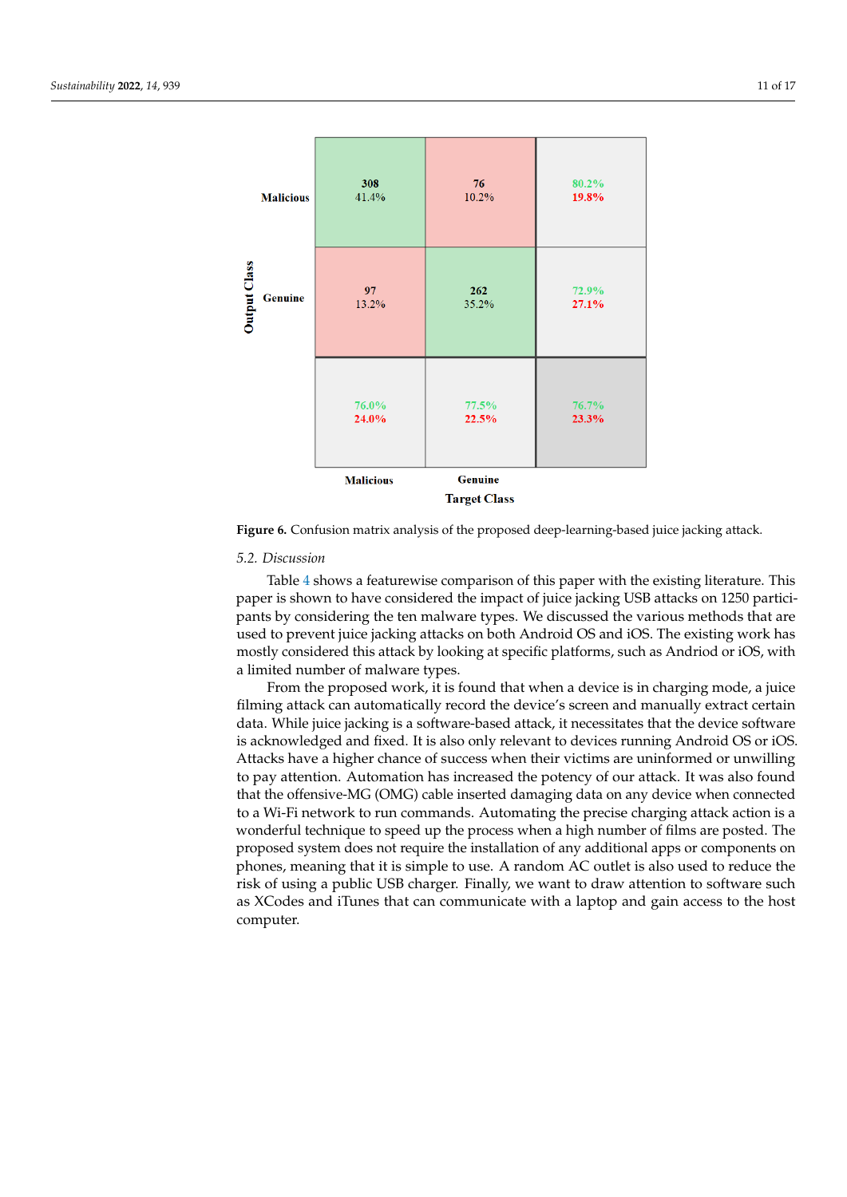| | Malicious | Genuine | |
|---|---|---|---|
| **Malicious** | **308** 41.4% | **76** 10.2% | 80.2% 19.8% |
| **Genuine** | **97** 13.2% | **262** 35.2% | 72.9% 27.1% |
| | 76.0% 24.0% | 77.5% 22.5% | 76.7% 23.3% |

Output Class (rows) / Target Class (columns)

**Figure 6.** Confusion matrix analysis of the proposed deep-learning-based juice jacking attack.

### 5.2. Discussion

Table 4 shows a featurewise comparison of this paper with the existing literature. This paper is shown to have considered the impact of juice jacking USB attacks on 1250 participants by considering the ten malware types. We discussed the various methods that are used to prevent juice jacking attacks on both Android OS and iOS. The existing work has mostly considered this attack by looking at specific platforms, such as Andriod or iOS, with a limited number of malware types.

From the proposed work, it is found that when a device is in charging mode, a juice filming attack can automatically record the device's screen and manually extract certain data. While juice jacking is a software-based attack, it necessitates that the device software is acknowledged and fixed. It is also only relevant to devices running Android OS or iOS. Attacks have a higher chance of success when their victims are uninformed or unwilling to pay attention. Automation has increased the potency of our attack. It was also found that the offensive-MG (OMG) cable inserted damaging data on any device when connected to a Wi-Fi network to run commands. Automating the precise charging attack action is a wonderful technique to speed up the process when a high number of films are posted. The proposed system does not require the installation of any additional apps or components on phones, meaning that it is simple to use. A random AC outlet is also used to reduce the risk of using a public USB charger. Finally, we want to draw attention to software such as XCodes and iTunes that can communicate with a laptop and gain access to the host computer.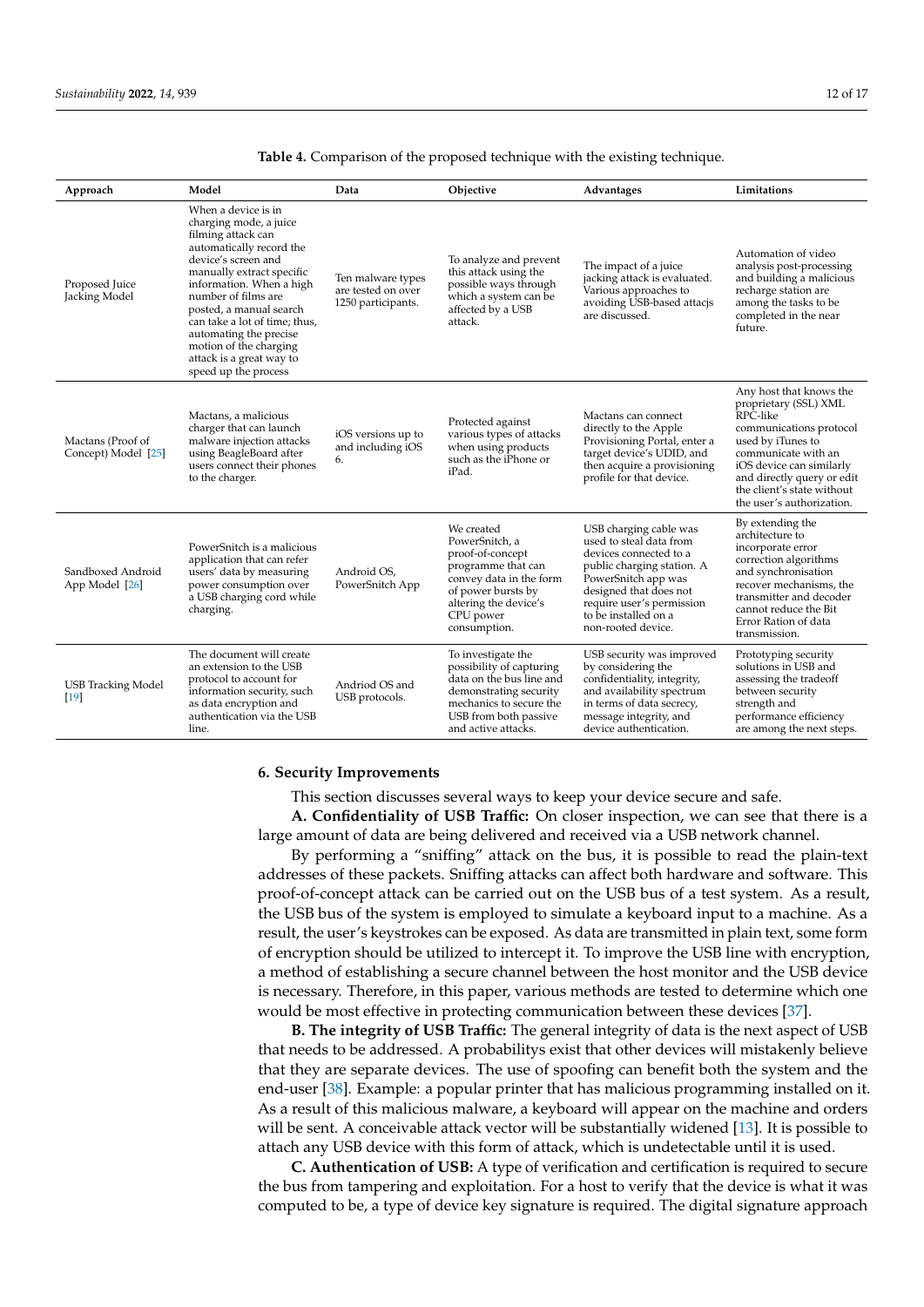**Table 4.** Comparison of the proposed technique with the existing technique.

| Approach | Model | Data | Objective | Advantages | Limitations |
|---|---|---|---|---|---|
| Proposed Juice Jacking Model | When a device is in charging mode, a juice filming attack can automatically record the device's screen and manually extract specific information. When a high number of films are posted, a manual search can take a lot of time; thus, automating the precise motion of the charging attack is a great way to speed up the process | Ten malware types are tested on over 1250 participants. | To analyze and prevent this attack using the possible ways through which a system can be affected by a USB attack. | The impact of a juice jacking attack is evaluated. Various approaches to avoiding USB-based attacjs are discussed. | Automation of video analysis post-processing and building a malicious recharge station are among the tasks to be completed in the near future. |
| Mactans (Proof of Concept) Model [25] | Mactans, a malicious charger that can launch malware injection attacks using BeagleBoard after users connect their phones to the charger. | iOS versions up to and including iOS 6. | Protected against various types of attacks when using products such as the iPhone or iPad. | Mactans can connect directly to the Apple Provisioning Portal, enter a target device's UDID, and then acquire a provisioning profile for that device. | Any host that knows the proprietary (SSL) XML RPC-like communications protocol used by iTunes to communicate with an iOS device can similarly and directly query or edit the client's state without the user's authorization. |
| Sandboxed Android App Model [26] | PowerSnitch is a malicious application that can refer users' data by measuring power consumption over a USB charging cord while charging. | Android OS, PowerSnitch App | We created PowerSnitch, a proof-of-concept programme that can convey data in the form of power bursts by altering the device's CPU power consumption. | USB charging cable was used to steal data from devices connected to a public charging station. A PowerSnitch app was designed that does not require user's permission to be installed on a non-rooted device. | By extending the architecture to incorporate error correction algorithms and synchronisation recover mechanisms, the transmitter and decoder cannot reduce the Bit Error Ration of data transmission. |
| USB Tracking Model [19] | The document will create an extension to the USB protocol to account for information security, such as data encryption and authentication via the USB line. | Andriod OS and USB protocols. | To investigate the possibility of capturing data on the bus line and demonstrating security mechanics to secure the USB from both passive and active attacks. | USB security was improved by considering the confidentiality, integrity, and availability spectrum in terms of data secrecy, message integrity, and device authentication. | Prototyping security solutions in USB and assessing the tradeoff between security strength and performance efficiency are among the next steps. |

## 6. Security Improvements

This section discusses several ways to keep your device secure and safe.

**A. Confidentiality of USB Traffic:** On closer inspection, we can see that there is a large amount of data are being delivered and received via a USB network channel.

By performing a "sniffing" attack on the bus, it is possible to read the plain-text addresses of these packets. Sniffing attacks can affect both hardware and software. This proof-of-concept attack can be carried out on the USB bus of a test system. As a result, the USB bus of the system is employed to simulate a keyboard input to a machine. As a result, the user's keystrokes can be exposed. As data are transmitted in plain text, some form of encryption should be utilized to intercept it. To improve the USB line with encryption, a method of establishing a secure channel between the host monitor and the USB device is necessary. Therefore, in this paper, various methods are tested to determine which one would be most effective in protecting communication between these devices [37].

**B. The integrity of USB Traffic:** The general integrity of data is the next aspect of USB that needs to be addressed. A probabilitys exist that other devices will mistakenly believe that they are separate devices. The use of spoofing can benefit both the system and the end-user [38]. Example: a popular printer that has malicious programming installed on it. As a result of this malicious malware, a keyboard will appear on the machine and orders will be sent. A conceivable attack vector will be substantially widened [13]. It is possible to attach any USB device with this form of attack, which is undetectable until it is used.

**C. Authentication of USB:** A type of verification and certification is required to secure the bus from tampering and exploitation. For a host to verify that the device is what it was computed to be, a type of device key signature is required. The digital signature approach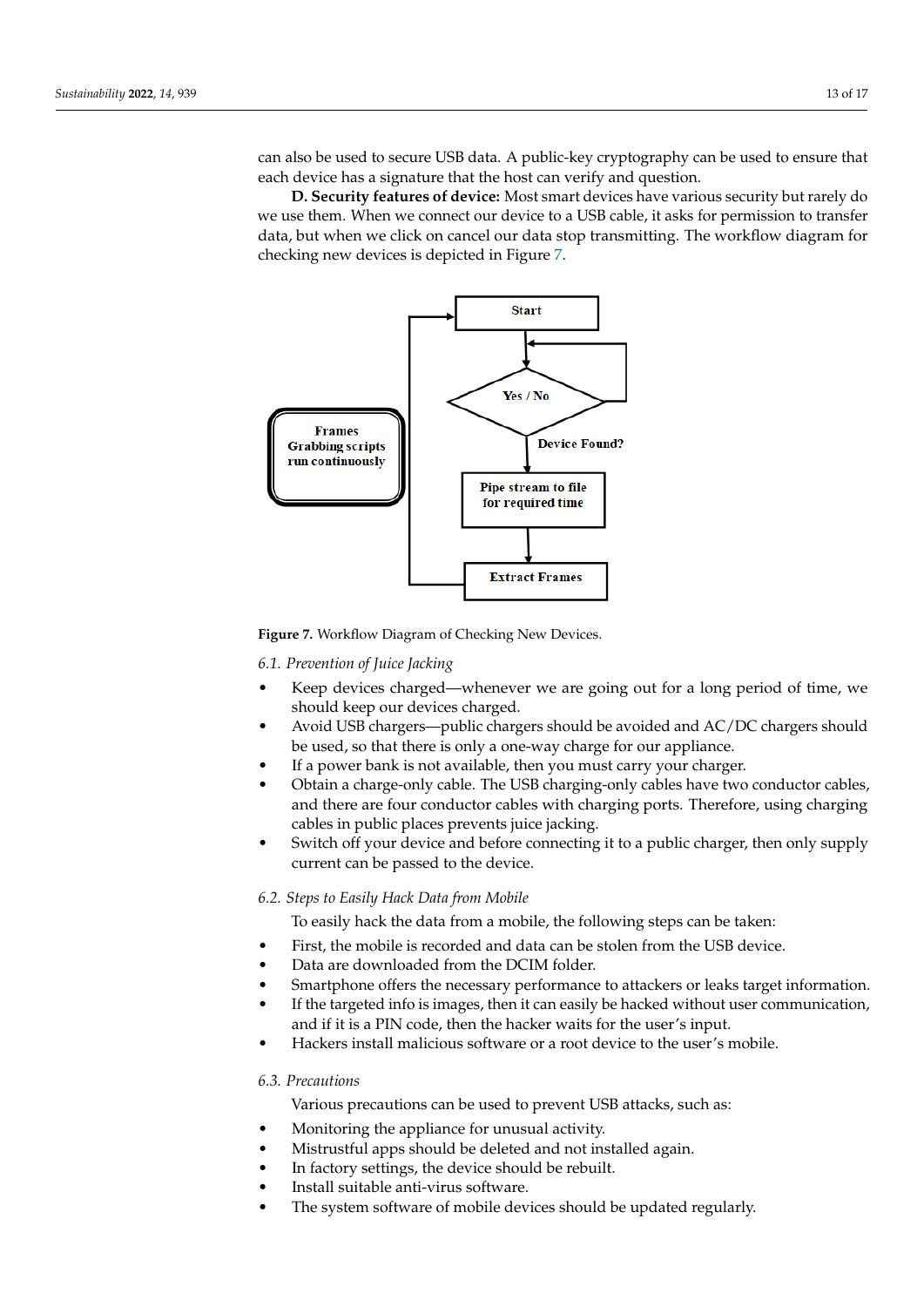can also be used to secure USB data. A public-key cryptography can be used to ensure that each device has a signature that the host can verify and question.

**D. Security features of device:** Most smart devices have various security but rarely do we use them. When we connect our device to a USB cable, it asks for permission to transfer data, but when we click on cancel our data stop transmitting. The workflow diagram for checking new devices is depicted in Figure 7.

**Figure 7.** Workflow Diagram of Checking New Devices.

### 6.1. Prevention of Juice Jacking

- Keep devices charged—whenever we are going out for a long period of time, we should keep our devices charged.
- Avoid USB chargers—public chargers should be avoided and AC/DC chargers should be used, so that there is only a one-way charge for our appliance.
- If a power bank is not available, then you must carry your charger.
- Obtain a charge-only cable. The USB charging-only cables have two conductor cables, and there are four conductor cables with charging ports. Therefore, using charging cables in public places prevents juice jacking.
- Switch off your device and before connecting it to a public charger, then only supply current can be passed to the device.

### 6.2. Steps to Easily Hack Data from Mobile

To easily hack the data from a mobile, the following steps can be taken:

- First, the mobile is recorded and data can be stolen from the USB device.
- Data are downloaded from the DCIM folder.
- Smartphone offers the necessary performance to attackers or leaks target information.
- If the targeted info is images, then it can easily be hacked without user communication, and if it is a PIN code, then the hacker waits for the user's input.
- Hackers install malicious software or a root device to the user's mobile.

### 6.3. Precautions

Various precautions can be used to prevent USB attacks, such as:

- Monitoring the appliance for unusual activity.
- Mistrustful apps should be deleted and not installed again.
- In factory settings, the device should be rebuilt.
- Install suitable anti-virus software.
- The system software of mobile devices should be updated regularly.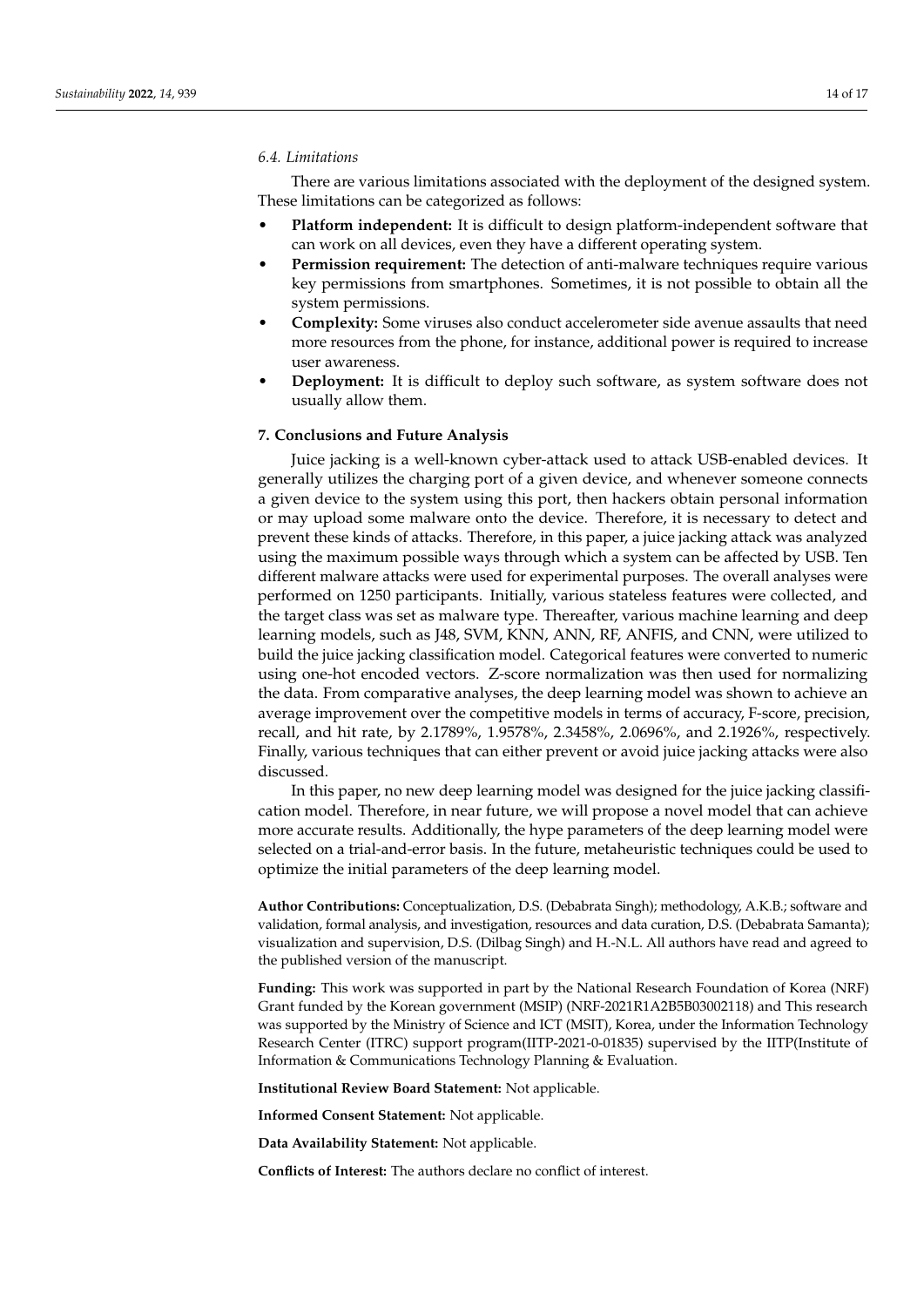### 6.4. Limitations

There are various limitations associated with the deployment of the designed system. These limitations can be categorized as follows:

- **Platform independent:** It is difficult to design platform-independent software that can work on all devices, even they have a different operating system.
- **Permission requirement:** The detection of anti-malware techniques require various key permissions from smartphones. Sometimes, it is not possible to obtain all the system permissions.
- **Complexity:** Some viruses also conduct accelerometer side avenue assaults that need more resources from the phone, for instance, additional power is required to increase user awareness.
- **Deployment:** It is difficult to deploy such software, as system software does not usually allow them.

## 7. Conclusions and Future Analysis

Juice jacking is a well-known cyber-attack used to attack USB-enabled devices. It generally utilizes the charging port of a given device, and whenever someone connects a given device to the system using this port, then hackers obtain personal information or may upload some malware onto the device. Therefore, it is necessary to detect and prevent these kinds of attacks. Therefore, in this paper, a juice jacking attack was analyzed using the maximum possible ways through which a system can be affected by USB. Ten different malware attacks were used for experimental purposes. The overall analyses were performed on 1250 participants. Initially, various stateless features were collected, and the target class was set as malware type. Thereafter, various machine learning and deep learning models, such as J48, SVM, KNN, ANN, RF, ANFIS, and CNN, were utilized to build the juice jacking classification model. Categorical features were converted to numeric using one-hot encoded vectors. Z-score normalization was then used for normalizing the data. From comparative analyses, the deep learning model was shown to achieve an average improvement over the competitive models in terms of accuracy, F-score, precision, recall, and hit rate, by 2.1789%, 1.9578%, 2.3458%, 2.0696%, and 2.1926%, respectively. Finally, various techniques that can either prevent or avoid juice jacking attacks were also discussed.

In this paper, no new deep learning model was designed for the juice jacking classification model. Therefore, in near future, we will propose a novel model that can achieve more accurate results. Additionally, the hype parameters of the deep learning model were selected on a trial-and-error basis. In the future, metaheuristic techniques could be used to optimize the initial parameters of the deep learning model.

**Author Contributions:** Conceptualization, D.S. (Debabrata Singh); methodology, A.K.B.; software and validation, formal analysis, and investigation, resources and data curation, D.S. (Debabrata Samanta); visualization and supervision, D.S. (Dilbag Singh) and H.-N.L. All authors have read and agreed to the published version of the manuscript.

**Funding:** This work was supported in part by the National Research Foundation of Korea (NRF) Grant funded by the Korean government (MSIP) (NRF-2021R1A2B5B03002118) and This research was supported by the Ministry of Science and ICT (MSIT), Korea, under the Information Technology Research Center (ITRC) support program(IITP-2021-0-01835) supervised by the IITP(Institute of Information & Communications Technology Planning & Evaluation.

**Institutional Review Board Statement:** Not applicable.

**Informed Consent Statement:** Not applicable.

**Data Availability Statement:** Not applicable.

**Conflicts of Interest:** The authors declare no conflict of interest.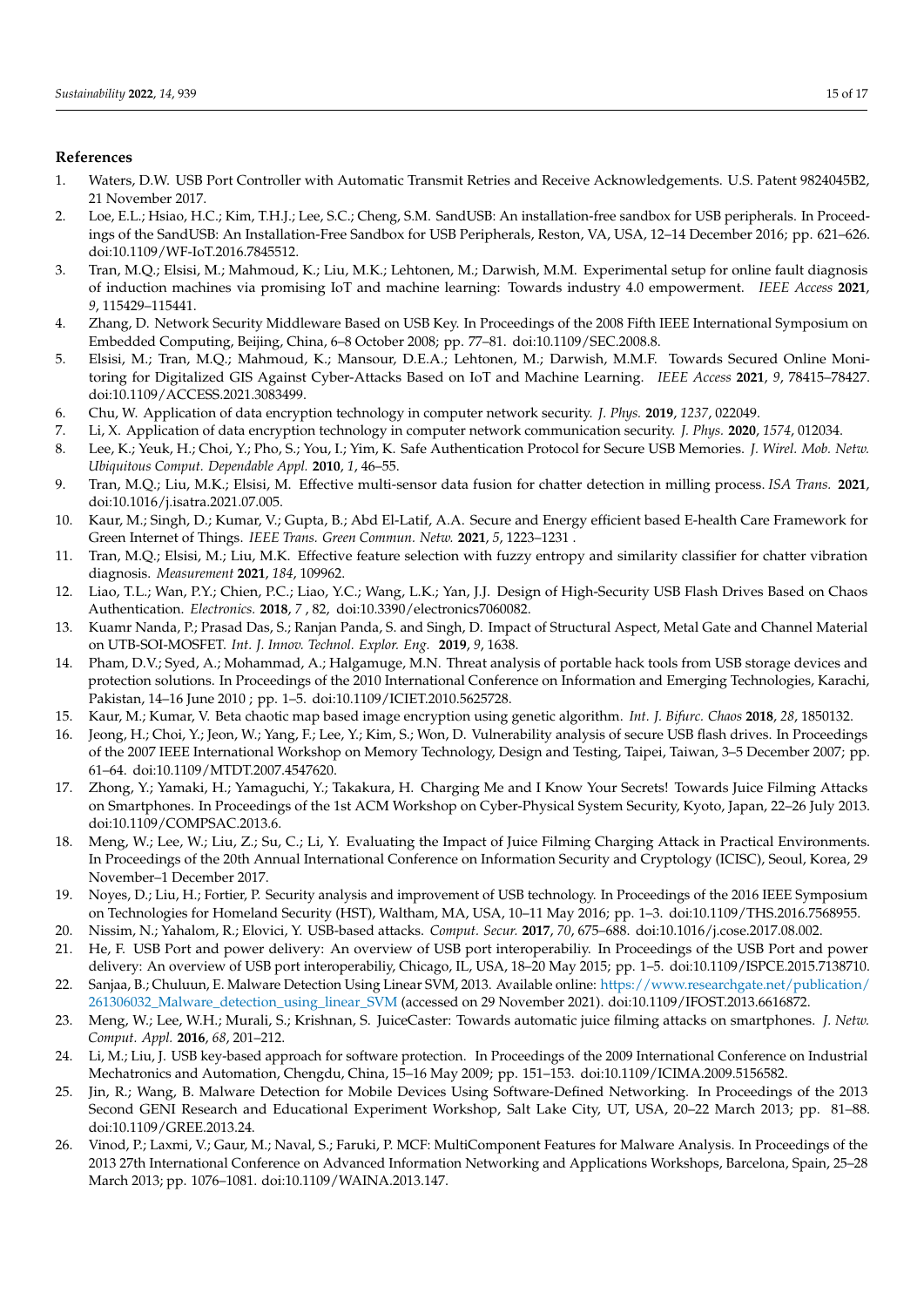## References

1. Waters, D.W. USB Port Controller with Automatic Transmit Retries and Receive Acknowledgements. U.S. Patent 9824045B2, 21 November 2017.
2. Loe, E.L.; Hsiao, H.C.; Kim, T.H.J.; Lee, S.C.; Cheng, S.M. SandUSB: An installation-free sandbox for USB peripherals. In Proceedings of the SandUSB: An Installation-Free Sandbox for USB Peripherals, Reston, VA, USA, 12–14 December 2016; pp. 621–626. doi:10.1109/WF-IoT.2016.7845512.
3. Tran, M.Q.; Elsisi, M.; Mahmoud, K.; Liu, M.K.; Lehtonen, M.; Darwish, M.M. Experimental setup for online fault diagnosis of induction machines via promising IoT and machine learning: Towards industry 4.0 empowerment. *IEEE Access* **2021**, *9*, 115429–115441.
4. Zhang, D. Network Security Middleware Based on USB Key. In Proceedings of the 2008 Fifth IEEE International Symposium on Embedded Computing, Beijing, China, 6–8 October 2008; pp. 77–81. doi:10.1109/SEC.2008.8.
5. Elsisi, M.; Tran, M.Q.; Mahmoud, K.; Mansour, D.E.A.; Lehtonen, M.; Darwish, M.M.F. Towards Secured Online Monitoring for Digitalized GIS Against Cyber-Attacks Based on IoT and Machine Learning. *IEEE Access* **2021**, *9*, 78415–78427. doi:10.1109/ACCESS.2021.3083499.
6. Chu, W. Application of data encryption technology in computer network security. *J. Phys.* **2019**, *1237*, 022049.
7. Li, X. Application of data encryption technology in computer network communication security. *J. Phys.* **2020**, *1574*, 012034.
8. Lee, K.; Yeuk, H.; Choi, Y.; Pho, S.; You, I.; Yim, K. Safe Authentication Protocol for Secure USB Memories. *J. Wirel. Mob. Netw. Ubiquitous Comput. Dependable Appl.* **2010**, *1*, 46–55.
9. Tran, M.Q.; Liu, M.K.; Elsisi, M. Effective multi-sensor data fusion for chatter detection in milling process. *ISA Trans.* **2021**, doi:10.1016/j.isatra.2021.07.005.
10. Kaur, M.; Singh, D.; Kumar, V.; Gupta, B.; Abd El-Latif, A.A. Secure and Energy efficient based E-health Care Framework for Green Internet of Things. *IEEE Trans. Green Commun. Netw.* **2021**, *5*, 1223–1231 .
11. Tran, M.Q.; Elsisi, M.; Liu, M.K. Effective feature selection with fuzzy entropy and similarity classifier for chatter vibration diagnosis. *Measurement* **2021**, *184*, 109962.
12. Liao, T.L.; Wan, P.Y.; Chien, P.C.; Liao, Y.C.; Wang, L.K.; Yan, J.J. Design of High-Security USB Flash Drives Based on Chaos Authentication. *Electronics.* **2018**, *7* , 82, doi:10.3390/electronics7060082.
13. Kuamr Nanda, P.; Prasad Das, S.; Ranjan Panda, S. and Singh, D. Impact of Structural Aspect, Metal Gate and Channel Material on UTB-SOI-MOSFET. *Int. J. Innov. Technol. Explor. Eng.* **2019**, *9*, 1638.
14. Pham, D.V.; Syed, A.; Mohammad, A.; Halgamuge, M.N. Threat analysis of portable hack tools from USB storage devices and protection solutions. In Proceedings of the 2010 International Conference on Information and Emerging Technologies, Karachi, Pakistan, 14–16 June 2010 ; pp. 1–5. doi:10.1109/ICIET.2010.5625728.
15. Kaur, M.; Kumar, V. Beta chaotic map based image encryption using genetic algorithm. *Int. J. Bifurc. Chaos* **2018**, *28*, 1850132.
16. Jeong, H.; Choi, Y.; Jeon, W.; Yang, F.; Lee, Y.; Kim, S.; Won, D. Vulnerability analysis of secure USB flash drives. In Proceedings of the 2007 IEEE International Workshop on Memory Technology, Design and Testing, Taipei, Taiwan, 3–5 December 2007; pp. 61–64. doi:10.1109/MTDT.2007.4547620.
17. Zhong, Y.; Yamaki, H.; Yamaguchi, Y.; Takakura, H. Charging Me and I Know Your Secrets! Towards Juice Filming Attacks on Smartphones. In Proceedings of the 1st ACM Workshop on Cyber-Physical System Security, Kyoto, Japan, 22–26 July 2013. doi:10.1109/COMPSAC.2013.6.
18. Meng, W.; Lee, W.; Liu, Z.; Su, C.; Li, Y. Evaluating the Impact of Juice Filming Charging Attack in Practical Environments. In Proceedings of the 20th Annual International Conference on Information Security and Cryptology (ICISC), Seoul, Korea, 29 November–1 December 2017.
19. Noyes, D.; Liu, H.; Fortier, P. Security analysis and improvement of USB technology. In Proceedings of the 2016 IEEE Symposium on Technologies for Homeland Security (HST), Waltham, MA, USA, 10–11 May 2016; pp. 1–3. doi:10.1109/THS.2016.7568955.
20. Nissim, N.; Yahalom, R.; Elovici, Y. USB-based attacks. *Comput. Secur.* **2017**, *70*, 675–688. doi:10.1016/j.cose.2017.08.002.
21. He, F. USB Port and power delivery: An overview of USB port interoperabiliy. In Proceedings of the USB Port and power delivery: An overview of USB port interoperabiliy, Chicago, IL, USA, 18–20 May 2015; pp. 1–5. doi:10.1109/ISPCE.2015.7138710.
22. Sanjaa, B.; Chuluun, E. Malware Detection Using Linear SVM, 2013. Available online: https://www.researchgate.net/publication/261306032_Malware_detection_using_linear_SVM (accessed on 29 November 2021). doi:10.1109/IFOST.2013.6616872.
23. Meng, W.; Lee, W.H.; Murali, S.; Krishnan, S. JuiceCaster: Towards automatic juice filming attacks on smartphones. *J. Netw. Comput. Appl.* **2016**, *68*, 201–212.
24. Li, M.; Liu, J. USB key-based approach for software protection. In Proceedings of the 2009 International Conference on Industrial Mechatronics and Automation, Chengdu, China, 15–16 May 2009; pp. 151–153. doi:10.1109/ICIMA.2009.5156582.
25. Jin, R.; Wang, B. Malware Detection for Mobile Devices Using Software-Defined Networking. In Proceedings of the 2013 Second GENI Research and Educational Experiment Workshop, Salt Lake City, UT, USA, 20–22 March 2013; pp. 81–88. doi:10.1109/GREE.2013.24.
26. Vinod, P.; Laxmi, V.; Gaur, M.; Naval, S.; Faruki, P. MCF: MultiComponent Features for Malware Analysis. In Proceedings of the 2013 27th International Conference on Advanced Information Networking and Applications Workshops, Barcelona, Spain, 25–28 March 2013; pp. 1076–1081. doi:10.1109/WAINA.2013.147.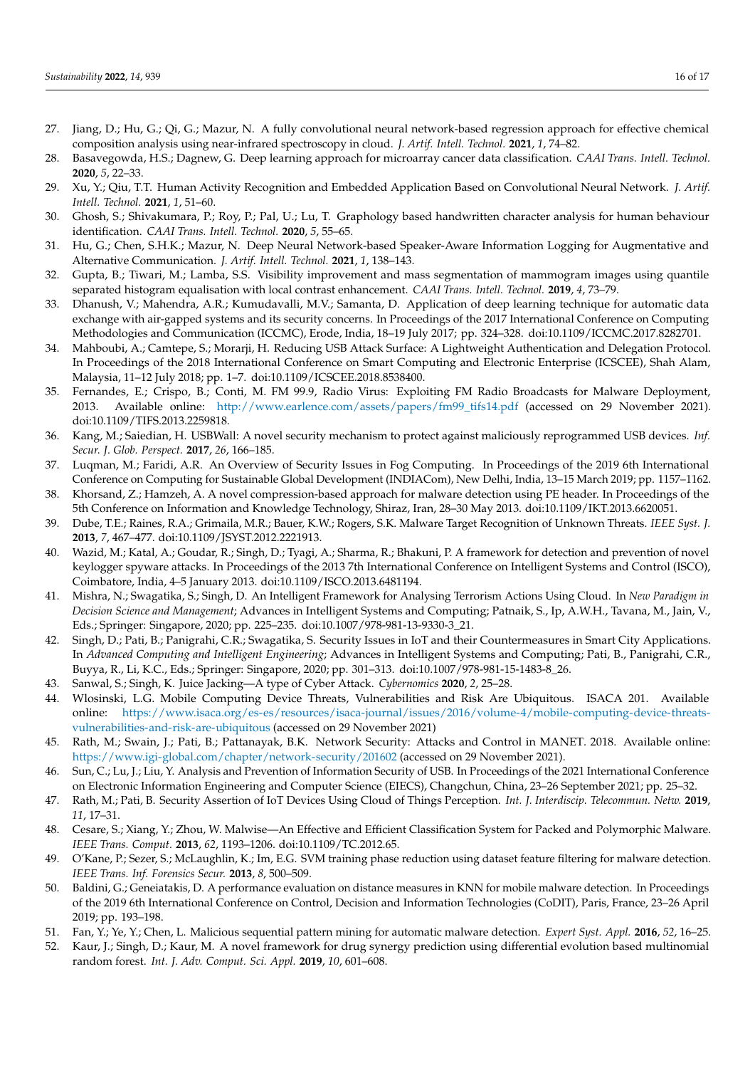27. Jiang, D.; Hu, G.; Qi, G.; Mazur, N. A fully convolutional neural network-based regression approach for effective chemical composition analysis using near-infrared spectroscopy in cloud. *J. Artif. Intell. Technol.* **2021**, *1*, 74–82.
28. Basavegowda, H.S.; Dagnew, G. Deep learning approach for microarray cancer data classification. *CAAI Trans. Intell. Technol.* **2020**, *5*, 22–33.
29. Xu, Y.; Qiu, T.T. Human Activity Recognition and Embedded Application Based on Convolutional Neural Network. *J. Artif. Intell. Technol.* **2021**, *1*, 51–60.
30. Ghosh, S.; Shivakumara, P.; Roy, P.; Pal, U.; Lu, T. Graphology based handwritten character analysis for human behaviour identification. *CAAI Trans. Intell. Technol.* **2020**, *5*, 55–65.
31. Hu, G.; Chen, S.H.K.; Mazur, N. Deep Neural Network-based Speaker-Aware Information Logging for Augmentative and Alternative Communication. *J. Artif. Intell. Technol.* **2021**, *1*, 138–143.
32. Gupta, B.; Tiwari, M.; Lamba, S.S. Visibility improvement and mass segmentation of mammogram images using quantile separated histogram equalisation with local contrast enhancement. *CAAI Trans. Intell. Technol.* **2019**, *4*, 73–79.
33. Dhanush, V.; Mahendra, A.R.; Kumudavalli, M.V.; Samanta, D. Application of deep learning technique for automatic data exchange with air-gapped systems and its security concerns. In Proceedings of the 2017 International Conference on Computing Methodologies and Communication (ICCMC), Erode, India, 18–19 July 2017; pp. 324–328. doi:10.1109/ICCMC.2017.8282701.
34. Mahboubi, A.; Camtepe, S.; Morarji, H. Reducing USB Attack Surface: A Lightweight Authentication and Delegation Protocol. In Proceedings of the 2018 International Conference on Smart Computing and Electronic Enterprise (ICSCEE), Shah Alam, Malaysia, 11–12 July 2018; pp. 1–7. doi:10.1109/ICSCEE.2018.8538400.
35. Fernandes, E.; Crispo, B.; Conti, M. FM 99.9, Radio Virus: Exploiting FM Radio Broadcasts for Malware Deployment, 2013. Available online: http://www.earlence.com/assets/papers/fm99_tifs14.pdf (accessed on 29 November 2021). doi:10.1109/TIFS.2013.2259818.
36. Kang, M.; Saiedian, H. USBWall: A novel security mechanism to protect against maliciously reprogrammed USB devices. *Inf. Secur. J. Glob. Perspect.* **2017**, *26*, 166–185.
37. Luqman, M.; Faridi, A.R. An Overview of Security Issues in Fog Computing. In Proceedings of the 2019 6th International Conference on Computing for Sustainable Global Development (INDIACom), New Delhi, India, 13–15 March 2019; pp. 1157–1162.
38. Khorsand, Z.; Hamzeh, A. A novel compression-based approach for malware detection using PE header. In Proceedings of the 5th Conference on Information and Knowledge Technology, Shiraz, Iran, 28–30 May 2013. doi:10.1109/IKT.2013.6620051.
39. Dube, T.E.; Raines, R.A.; Grimaila, M.R.; Bauer, K.W.; Rogers, S.K. Malware Target Recognition of Unknown Threats. *IEEE Syst. J.* **2013**, *7*, 467–477. doi:10.1109/JSYST.2012.2221913.
40. Wazid, M.; Katal, A.; Goudar, R.; Singh, D.; Tyagi, A.; Sharma, R.; Bhakuni, P. A framework for detection and prevention of novel keylogger spyware attacks. In Proceedings of the 2013 7th International Conference on Intelligent Systems and Control (ISCO), Coimbatore, India, 4–5 January 2013. doi:10.1109/ISCO.2013.6481194.
41. Mishra, N.; Swagatika, S.; Singh, D. An Intelligent Framework for Analysing Terrorism Actions Using Cloud. In *New Paradigm in Decision Science and Management*; Advances in Intelligent Systems and Computing; Patnaik, S., Ip, A.W.H., Tavana, M., Jain, V., Eds.; Springer: Singapore, 2020; pp. 225–235. doi:10.1007/978-981-13-9330-3_21.
42. Singh, D.; Pati, B.; Panigrahi, C.R.; Swagatika, S. Security Issues in IoT and their Countermeasures in Smart City Applications. In *Advanced Computing and Intelligent Engineering*; Advances in Intelligent Systems and Computing; Pati, B., Panigrahi, C.R., Buyya, R., Li, K.C., Eds.; Springer: Singapore, 2020; pp. 301–313. doi:10.1007/978-981-15-1483-8_26.
43. Sanwal, S.; Singh, K. Juice Jacking—A type of Cyber Attack. *Cybernomics* **2020**, *2*, 25–28.
44. Wlosinski, L.G. Mobile Computing Device Threats, Vulnerabilities and Risk Are Ubiquitous. ISACA 201. Available online: https://www.isaca.org/es-es/resources/isaca-journal/issues/2016/volume-4/mobile-computing-device-threats-vulnerabilities-and-risk-are-ubiquitous (accessed on 29 November 2021)
45. Rath, M.; Swain, J.; Pati, B.; Pattanayak, B.K. Network Security: Attacks and Control in MANET. 2018. Available online: https://www.igi-global.com/chapter/network-security/201602 (accessed on 29 November 2021).
46. Sun, C.; Lu, J.; Liu, Y. Analysis and Prevention of Information Security of USB. In Proceedings of the 2021 International Conference on Electronic Information Engineering and Computer Science (EIECS), Changchun, China, 23–26 September 2021; pp. 25–32.
47. Rath, M.; Pati, B. Security Assertion of IoT Devices Using Cloud of Things Perception. *Int. J. Interdiscip. Telecommun. Netw.* **2019**, *11*, 17–31.
48. Cesare, S.; Xiang, Y.; Zhou, W. Malwise—An Effective and Efficient Classification System for Packed and Polymorphic Malware. *IEEE Trans. Comput.* **2013**, *62*, 1193–1206. doi:10.1109/TC.2012.65.
49. O'Kane, P.; Sezer, S.; McLaughlin, K.; Im, E.G. SVM training phase reduction using dataset feature filtering for malware detection. *IEEE Trans. Inf. Forensics Secur.* **2013**, *8*, 500–509.
50. Baldini, G.; Geneiatakis, D. A performance evaluation on distance measures in KNN for mobile malware detection. In Proceedings of the 2019 6th International Conference on Control, Decision and Information Technologies (CoDIT), Paris, France, 23–26 April 2019; pp. 193–198.
51. Fan, Y.; Ye, Y.; Chen, L. Malicious sequential pattern mining for automatic malware detection. *Expert Syst. Appl.* **2016**, *52*, 16–25.
52. Kaur, J.; Singh, D.; Kaur, M. A novel framework for drug synergy prediction using differential evolution based multinomial random forest. *Int. J. Adv. Comput. Sci. Appl.* **2019**, *10*, 601–608.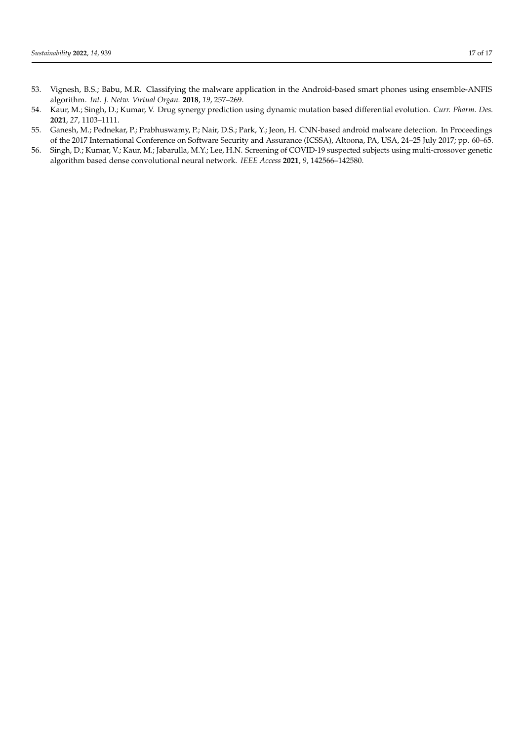53. Vignesh, B.S.; Babu, M.R. Classifying the malware application in the Android-based smart phones using ensemble-ANFIS algorithm. *Int. J. Netw. Virtual Organ.* **2018**, *19*, 257–269.
54. Kaur, M.; Singh, D.; Kumar, V. Drug synergy prediction using dynamic mutation based differential evolution. *Curr. Pharm. Des.* **2021**, *27*, 1103–1111.
55. Ganesh, M.; Pednekar, P.; Prabhuswamy, P.; Nair, D.S.; Park, Y.; Jeon, H. CNN-based android malware detection. In Proceedings of the 2017 International Conference on Software Security and Assurance (ICSSA), Altoona, PA, USA, 24–25 July 2017; pp. 60–65.
56. Singh, D.; Kumar, V.; Kaur, M.; Jabarulla, M.Y.; Lee, H.N. Screening of COVID-19 suspected subjects using multi-crossover genetic algorithm based dense convolutional neural network. *IEEE Access* **2021**, *9*, 142566–142580.